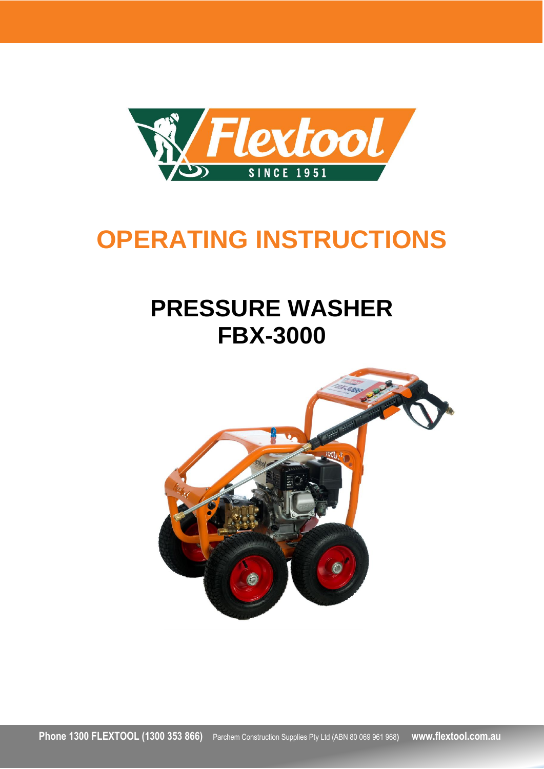# OPERATING INSTRUCTIONS

## PRESSURE WASHER
## FBX-3000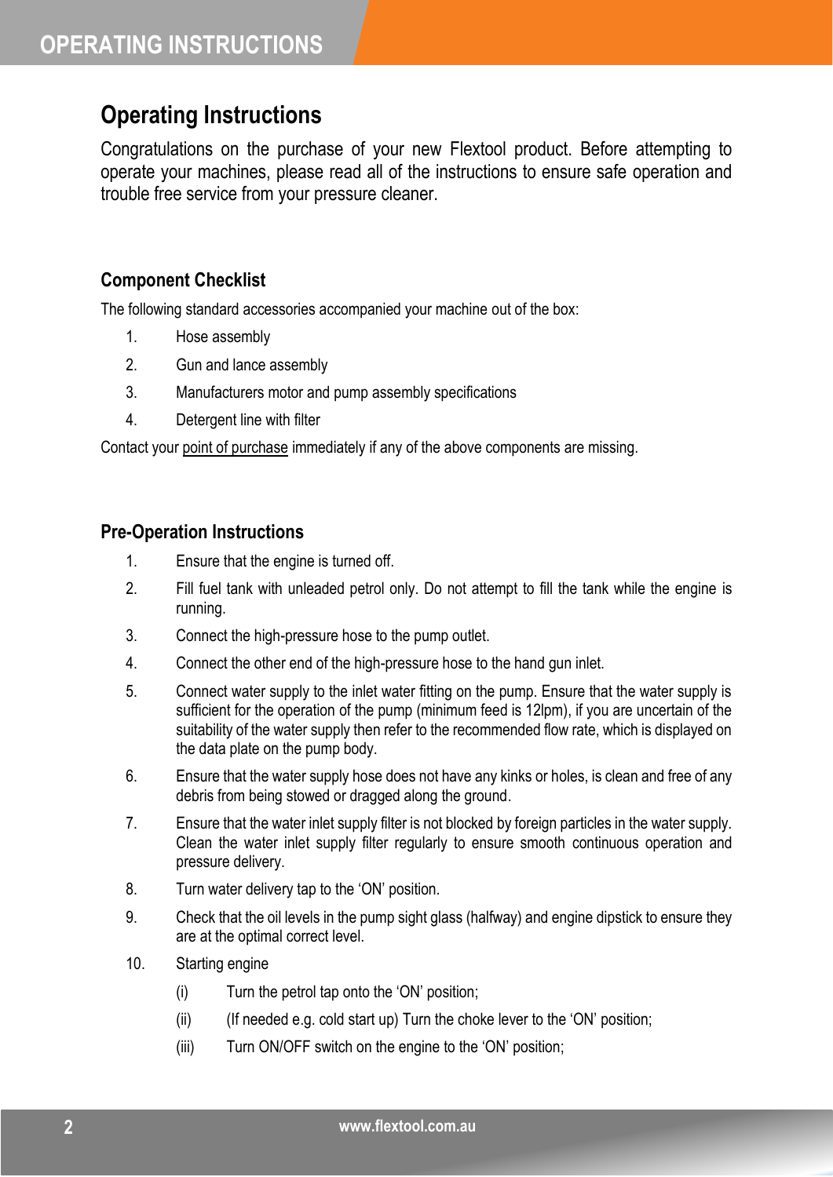# Operating Instructions

Congratulations on the purchase of your new Flextool product. Before attempting to operate your machines, please read all of the instructions to ensure safe operation and trouble free service from your pressure cleaner.

## Component Checklist

The following standard accessories accompanied your machine out of the box:

1. Hose assembly
2. Gun and lance assembly
3. Manufacturers motor and pump assembly specifications
4. Detergent line with filter

Contact your point of purchase immediately if any of the above components are missing.

## Pre-Operation Instructions

1. Ensure that the engine is turned off.
2. Fill fuel tank with unleaded petrol only. Do not attempt to fill the tank while the engine is running.
3. Connect the high-pressure hose to the pump outlet.
4. Connect the other end of the high-pressure hose to the hand gun inlet.
5. Connect water supply to the inlet water fitting on the pump. Ensure that the water supply is sufficient for the operation of the pump (minimum feed is 12lpm), if you are uncertain of the suitability of the water supply then refer to the recommended flow rate, which is displayed on the data plate on the pump body.
6. Ensure that the water supply hose does not have any kinks or holes, is clean and free of any debris from being stowed or dragged along the ground.
7. Ensure that the water inlet supply filter is not blocked by foreign particles in the water supply. Clean the water inlet supply filter regularly to ensure smooth continuous operation and pressure delivery.
8. Turn water delivery tap to the 'ON' position.
9. Check that the oil levels in the pump sight glass (halfway) and engine dipstick to ensure they are at the optimal correct level.
10. Starting engine
    - (i) Turn the petrol tap onto the 'ON' position;
    - (ii) (If needed e.g. cold start up) Turn the choke lever to the 'ON' position;
    - (iii) Turn ON/OFF switch on the engine to the 'ON' position;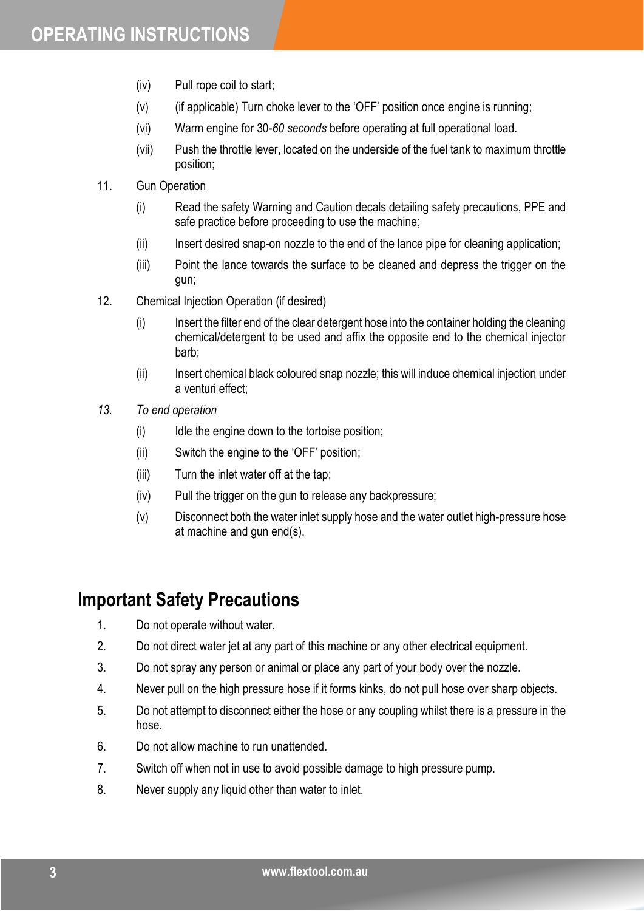(iv) Pull rope coil to start;

(v) (if applicable) Turn choke lever to the 'OFF' position once engine is running;

(vi) Warm engine for 30-*60 seconds* before operating at full operational load.

(vii) Push the throttle lever, located on the underside of the fuel tank to maximum throttle position;

11. Gun Operation

    (i) Read the safety Warning and Caution decals detailing safety precautions, PPE and safe practice before proceeding to use the machine;

    (ii) Insert desired snap-on nozzle to the end of the lance pipe for cleaning application;

    (iii) Point the lance towards the surface to be cleaned and depress the trigger on the gun;

12. Chemical Injection Operation (if desired)

    (i) Insert the filter end of the clear detergent hose into the container holding the cleaning chemical/detergent to be used and affix the opposite end to the chemical injector barb;

    (ii) Insert chemical black coloured snap nozzle; this will induce chemical injection under a venturi effect;

13. *To end operation*

    (i) Idle the engine down to the tortoise position;

    (ii) Switch the engine to the 'OFF' position;

    (iii) Turn the inlet water off at the tap;

    (iv) Pull the trigger on the gun to release any backpressure;

    (v) Disconnect both the water inlet supply hose and the water outlet high-pressure hose at machine and gun end(s).

## Important Safety Precautions

1. Do not operate without water.
2. Do not direct water jet at any part of this machine or any other electrical equipment.
3. Do not spray any person or animal or place any part of your body over the nozzle.
4. Never pull on the high pressure hose if it forms kinks, do not pull hose over sharp objects.
5. Do not attempt to disconnect either the hose or any coupling whilst there is a pressure in the hose.
6. Do not allow machine to run unattended.
7. Switch off when not in use to avoid possible damage to high pressure pump.
8. Never supply any liquid other than water to inlet.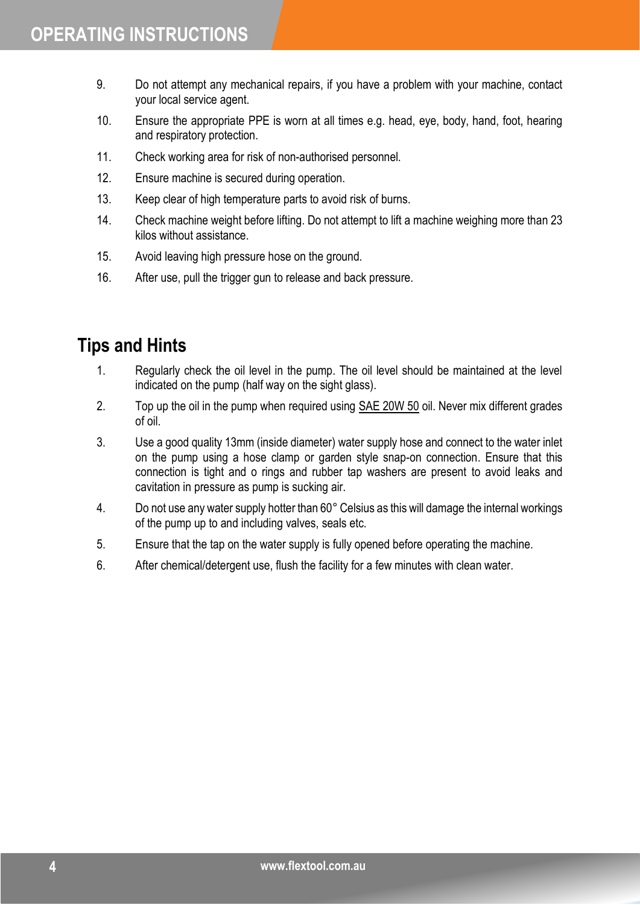9. Do not attempt any mechanical repairs, if you have a problem with your machine, contact your local service agent.
10. Ensure the appropriate PPE is worn at all times e.g. head, eye, body, hand, foot, hearing and respiratory protection.
11. Check working area for risk of non-authorised personnel.
12. Ensure machine is secured during operation.
13. Keep clear of high temperature parts to avoid risk of burns.
14. Check machine weight before lifting. Do not attempt to lift a machine weighing more than 23 kilos without assistance.
15. Avoid leaving high pressure hose on the ground.
16. After use, pull the trigger gun to release and back pressure.

## Tips and Hints

1. Regularly check the oil level in the pump. The oil level should be maintained at the level indicated on the pump (half way on the sight glass).
2. Top up the oil in the pump when required using SAE 20W 50 oil. Never mix different grades of oil.
3. Use a good quality 13mm (inside diameter) water supply hose and connect to the water inlet on the pump using a hose clamp or garden style snap-on connection. Ensure that this connection is tight and o rings and rubber tap washers are present to avoid leaks and cavitation in pressure as pump is sucking air.
4. Do not use any water supply hotter than 60° Celsius as this will damage the internal workings of the pump up to and including valves, seals etc.
5. Ensure that the tap on the water supply is fully opened before operating the machine.
6. After chemical/detergent use, flush the facility for a few minutes with clean water.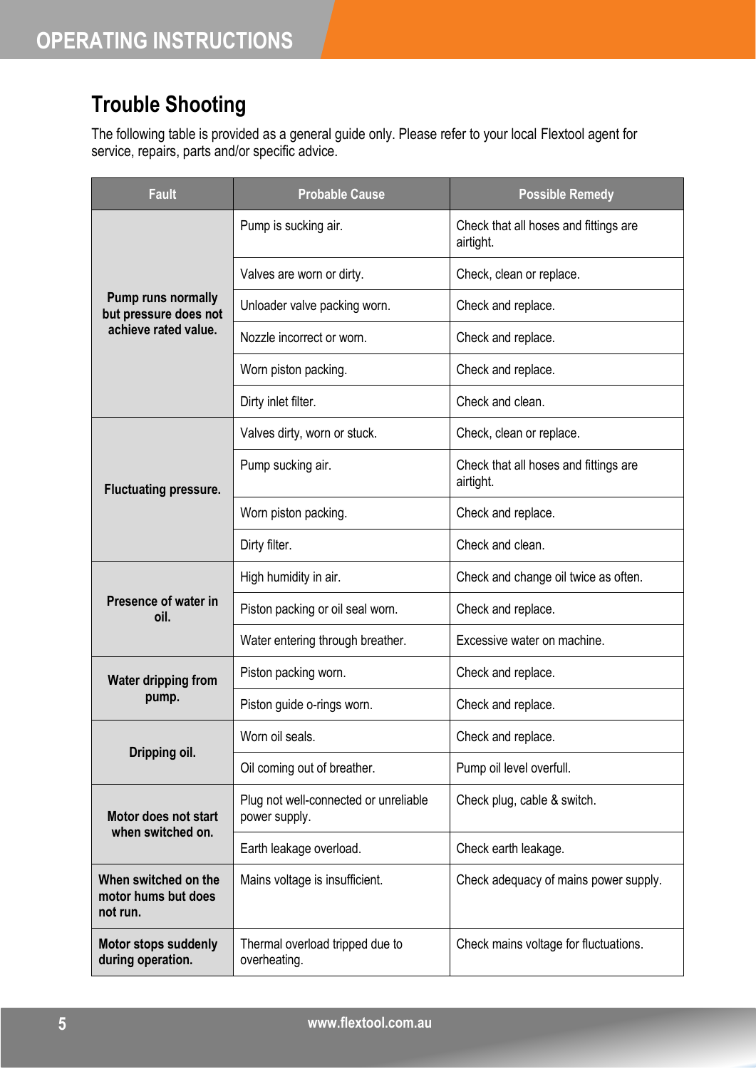## Trouble Shooting

The following table is provided as a general guide only. Please refer to your local Flextool agent for service, repairs, parts and/or specific advice.

| Fault | Probable Cause | Possible Remedy |
| --- | --- | --- |
| **Pump runs normally but pressure does not achieve rated value.** | Pump is sucking air. | Check that all hoses and fittings are airtight. |
| | Valves are worn or dirty. | Check, clean or replace. |
| | Unloader valve packing worn. | Check and replace. |
| | Nozzle incorrect or worn. | Check and replace. |
| | Worn piston packing. | Check and replace. |
| | Dirty inlet filter. | Check and clean. |
| **Fluctuating pressure.** | Valves dirty, worn or stuck. | Check, clean or replace. |
| | Pump sucking air. | Check that all hoses and fittings are airtight. |
| | Worn piston packing. | Check and replace. |
| | Dirty filter. | Check and clean. |
| **Presence of water in oil.** | High humidity in air. | Check and change oil twice as often. |
| | Piston packing or oil seal worn. | Check and replace. |
| | Water entering through breather. | Excessive water on machine. |
| **Water dripping from pump.** | Piston packing worn. | Check and replace. |
| | Piston guide o-rings worn. | Check and replace. |
| **Dripping oil.** | Worn oil seals. | Check and replace. |
| | Oil coming out of breather. | Pump oil level overfull. |
| **Motor does not start when switched on.** | Plug not well-connected or unreliable power supply. | Check plug, cable & switch. |
| | Earth leakage overload. | Check earth leakage. |
| **When switched on the motor hums but does not run.** | Mains voltage is insufficient. | Check adequacy of mains power supply. |
| **Motor stops suddenly during operation.** | Thermal overload tripped due to overheating. | Check mains voltage for fluctuations. |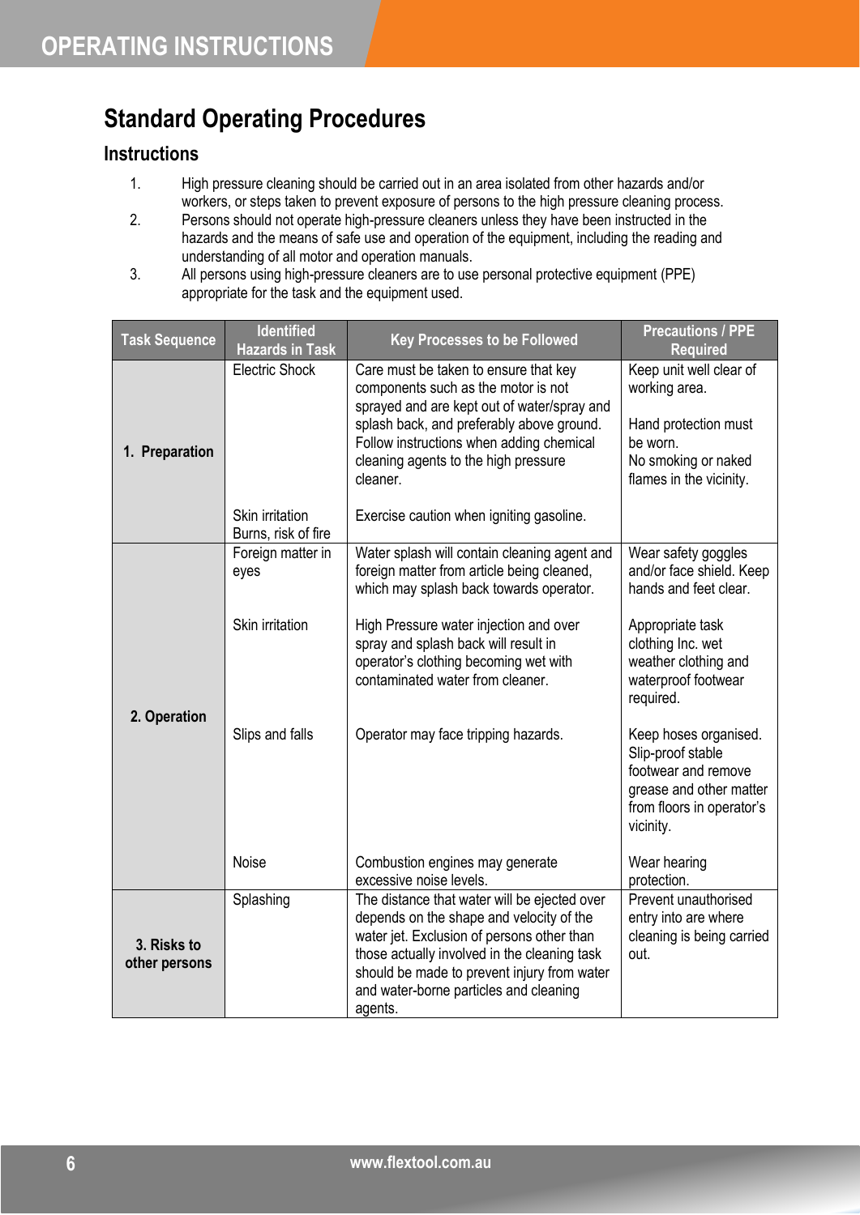# Standard Operating Procedures

## Instructions

1. High pressure cleaning should be carried out in an area isolated from other hazards and/or workers, or steps taken to prevent exposure of persons to the high pressure cleaning process.
2. Persons should not operate high-pressure cleaners unless they have been instructed in the hazards and the means of safe use and operation of the equipment, including the reading and understanding of all motor and operation manuals.
3. All persons using high-pressure cleaners are to use personal protective equipment (PPE) appropriate for the task and the equipment used.

| Task Sequence | Identified Hazards in Task | Key Processes to be Followed | Precautions / PPE Required |
|---|---|---|---|
| **1. Preparation** | Electric Shock | Care must be taken to ensure that key components such as the motor is not sprayed and are kept out of water/spray and splash back, and preferably above ground. Follow instructions when adding chemical cleaning agents to the high pressure cleaner. | Keep unit well clear of working area. Hand protection must be worn. No smoking or naked flames in the vicinity. |
| | Skin irritation Burns, risk of fire | Exercise caution when igniting gasoline. | |
| **2. Operation** | Foreign matter in eyes | Water splash will contain cleaning agent and foreign matter from article being cleaned, which may splash back towards operator. | Wear safety goggles and/or face shield. Keep hands and feet clear. |
| | Skin irritation | High Pressure water injection and over spray and splash back will result in operator's clothing becoming wet with contaminated water from cleaner. | Appropriate task clothing Inc. wet weather clothing and waterproof footwear required. |
| | Slips and falls | Operator may face tripping hazards. | Keep hoses organised. Slip-proof stable footwear and remove grease and other matter from floors in operator's vicinity. |
| | Noise | Combustion engines may generate excessive noise levels. | Wear hearing protection. |
| **3. Risks to other persons** | Splashing | The distance that water will be ejected over depends on the shape and velocity of the water jet. Exclusion of persons other than those actually involved in the cleaning task should be made to prevent injury from water and water-borne particles and cleaning agents. | Prevent unauthorised entry into are where cleaning is being carried out. |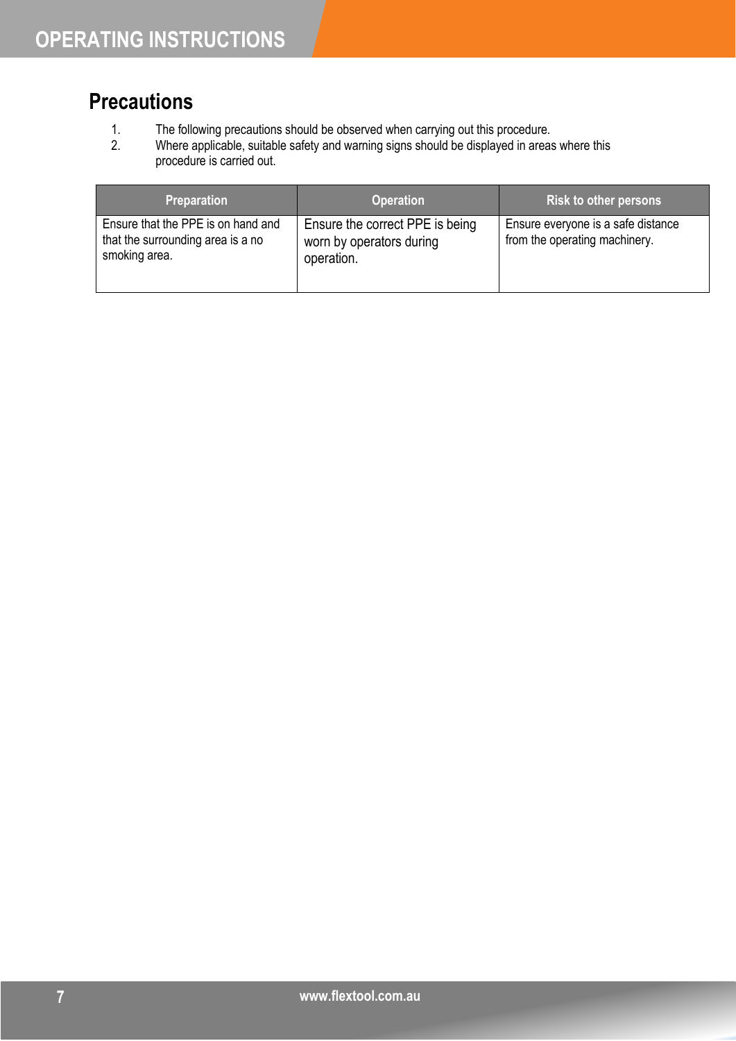## Precautions

1. The following precautions should be observed when carrying out this procedure.
2. Where applicable, suitable safety and warning signs should be displayed in areas where this procedure is carried out.

| Preparation | Operation | Risk to other persons |
| --- | --- | --- |
| Ensure that the PPE is on hand and that the surrounding area is a no smoking area. | Ensure the correct PPE is being worn by operators during operation. | Ensure everyone is a safe distance from the operating machinery. |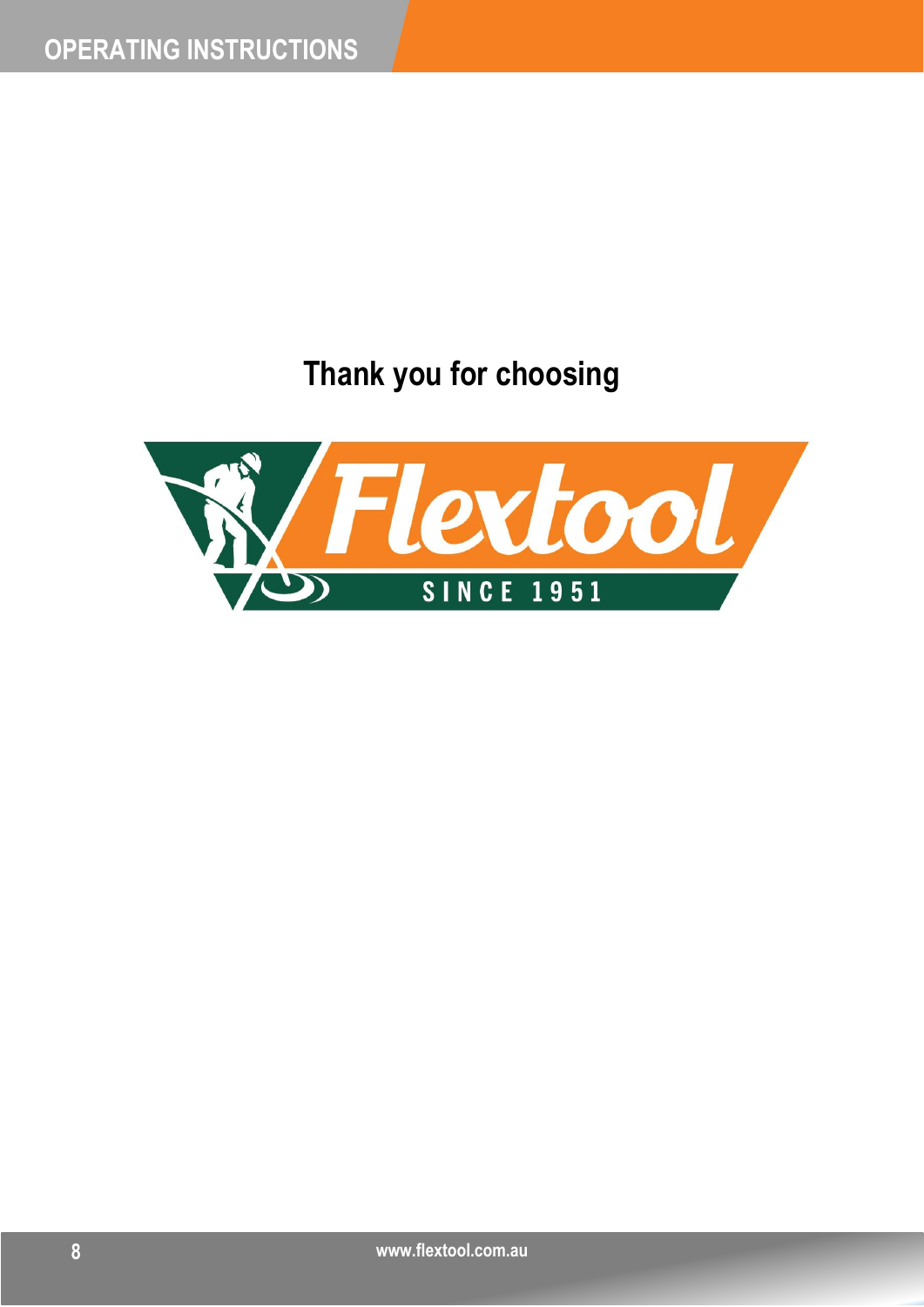**Thank you for choosing**

Flextool

SINCE 1951